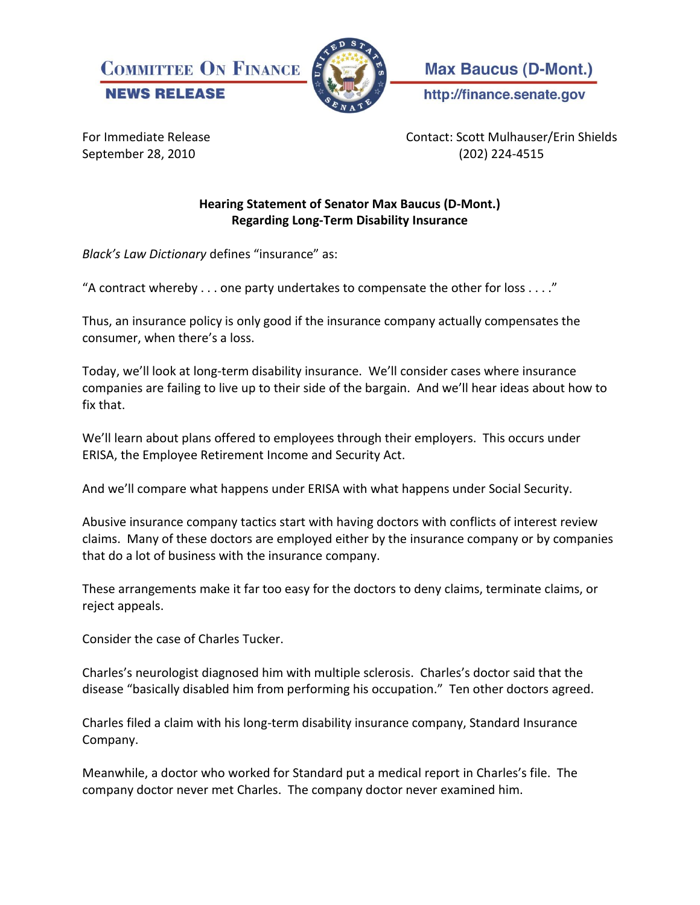**COMMITTEE ON FINANCE**
**NEWS RELEASE**

**Max Baucus (D-Mont.)**
**http://finance.senate.gov**

For Immediate Release
September 28, 2010

Contact: Scott Mulhauser/Erin Shields
(202) 224-4515

**Hearing Statement of Senator Max Baucus (D-Mont.)**
**Regarding Long-Term Disability Insurance**

*Black's Law Dictionary* defines "insurance" as:

"A contract whereby . . . one party undertakes to compensate the other for loss . . . ."

Thus, an insurance policy is only good if the insurance company actually compensates the consumer, when there's a loss.

Today, we'll look at long-term disability insurance. We'll consider cases where insurance companies are failing to live up to their side of the bargain. And we'll hear ideas about how to fix that.

We'll learn about plans offered to employees through their employers. This occurs under ERISA, the Employee Retirement Income and Security Act.

And we'll compare what happens under ERISA with what happens under Social Security.

Abusive insurance company tactics start with having doctors with conflicts of interest review claims. Many of these doctors are employed either by the insurance company or by companies that do a lot of business with the insurance company.

These arrangements make it far too easy for the doctors to deny claims, terminate claims, or reject appeals.

Consider the case of Charles Tucker.

Charles's neurologist diagnosed him with multiple sclerosis. Charles's doctor said that the disease "basically disabled him from performing his occupation." Ten other doctors agreed.

Charles filed a claim with his long-term disability insurance company, Standard Insurance Company.

Meanwhile, a doctor who worked for Standard put a medical report in Charles's file. The company doctor never met Charles. The company doctor never examined him.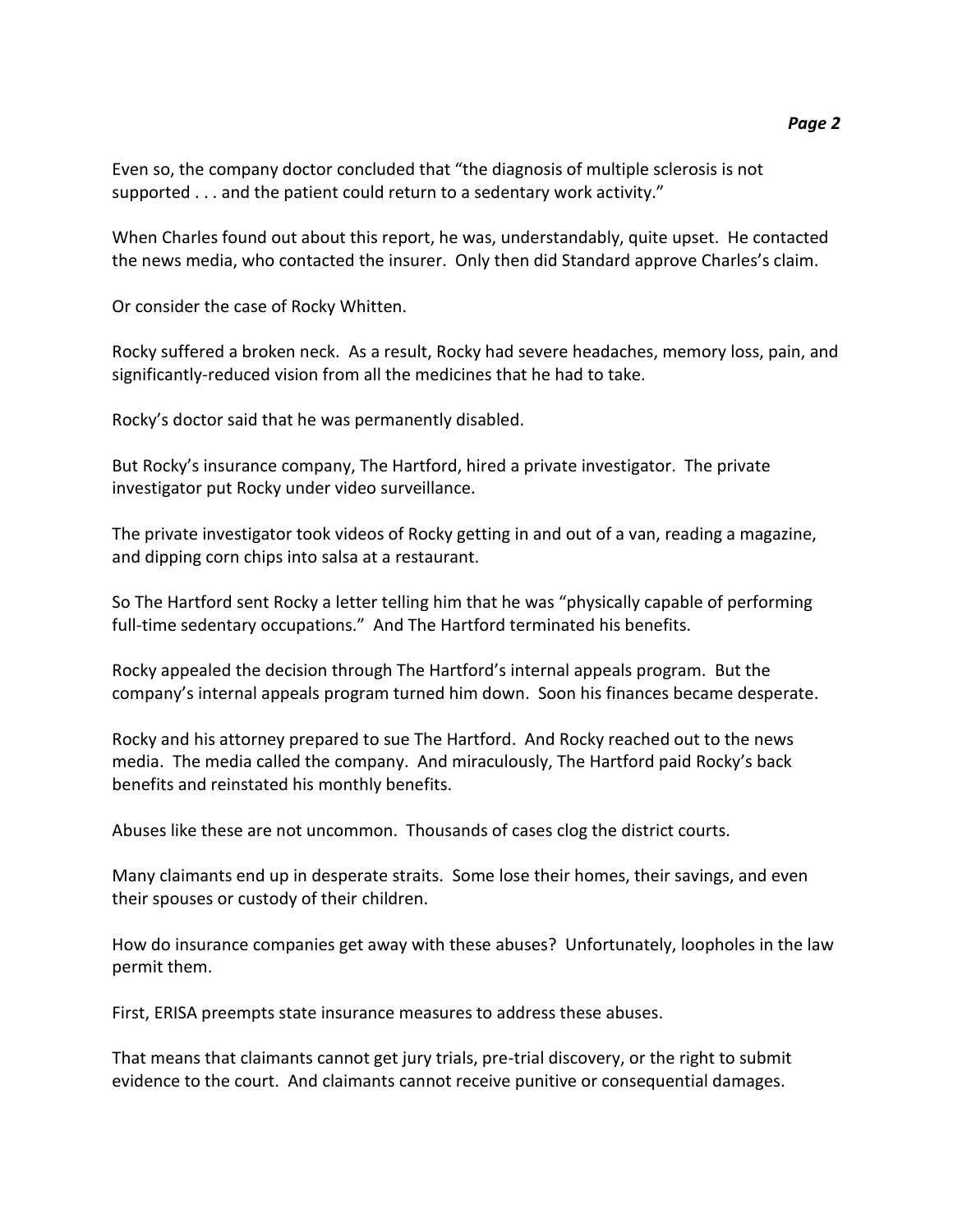Even so, the company doctor concluded that "the diagnosis of multiple sclerosis is not supported . . . and the patient could return to a sedentary work activity."

When Charles found out about this report, he was, understandably, quite upset. He contacted the news media, who contacted the insurer. Only then did Standard approve Charles's claim.

Or consider the case of Rocky Whitten.

Rocky suffered a broken neck. As a result, Rocky had severe headaches, memory loss, pain, and significantly-reduced vision from all the medicines that he had to take.

Rocky's doctor said that he was permanently disabled.

But Rocky's insurance company, The Hartford, hired a private investigator. The private investigator put Rocky under video surveillance.

The private investigator took videos of Rocky getting in and out of a van, reading a magazine, and dipping corn chips into salsa at a restaurant.

So The Hartford sent Rocky a letter telling him that he was "physically capable of performing full-time sedentary occupations." And The Hartford terminated his benefits.

Rocky appealed the decision through The Hartford's internal appeals program. But the company's internal appeals program turned him down. Soon his finances became desperate.

Rocky and his attorney prepared to sue The Hartford. And Rocky reached out to the news media. The media called the company. And miraculously, The Hartford paid Rocky's back benefits and reinstated his monthly benefits.

Abuses like these are not uncommon. Thousands of cases clog the district courts.

Many claimants end up in desperate straits. Some lose their homes, their savings, and even their spouses or custody of their children.

How do insurance companies get away with these abuses? Unfortunately, loopholes in the law permit them.

First, ERISA preempts state insurance measures to address these abuses.

That means that claimants cannot get jury trials, pre-trial discovery, or the right to submit evidence to the court. And claimants cannot receive punitive or consequential damages.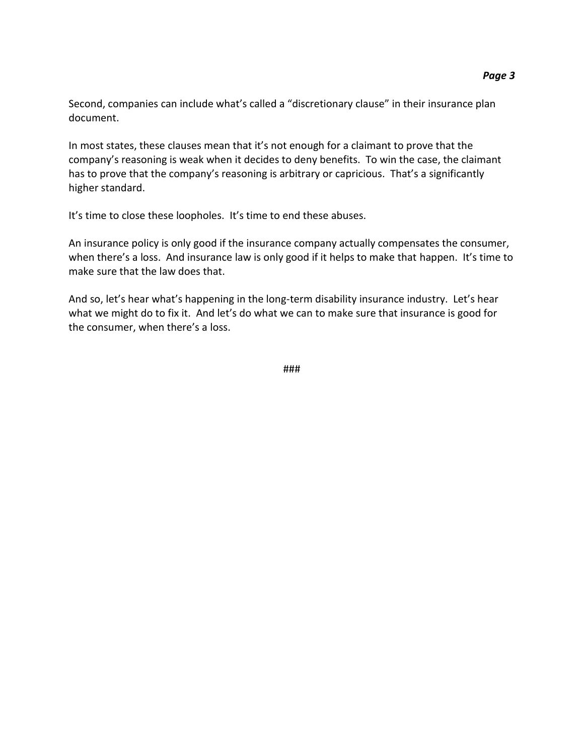Second, companies can include what's called a "discretionary clause" in their insurance plan document.

In most states, these clauses mean that it's not enough for a claimant to prove that the company's reasoning is weak when it decides to deny benefits. To win the case, the claimant has to prove that the company's reasoning is arbitrary or capricious. That's a significantly higher standard.

It's time to close these loopholes. It's time to end these abuses.

An insurance policy is only good if the insurance company actually compensates the consumer, when there's a loss. And insurance law is only good if it helps to make that happen. It's time to make sure that the law does that.

And so, let's hear what's happening in the long-term disability insurance industry. Let's hear what we might do to fix it. And let's do what we can to make sure that insurance is good for the consumer, when there's a loss.

###